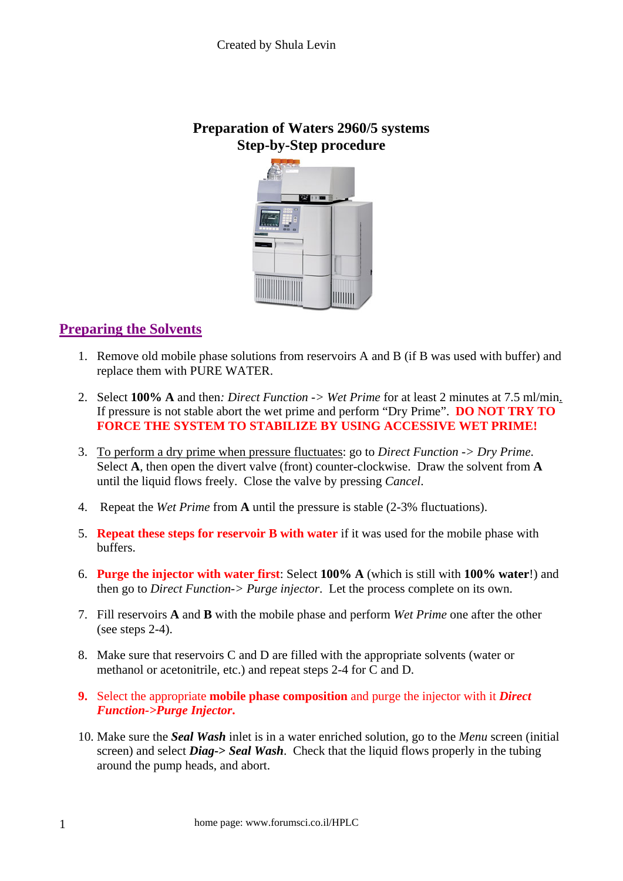Created by Shula Levin

# Preparation of Waters 2960/5 systems
# Step-by-Step procedure

## Preparing the Solvents

1. Remove old mobile phase solutions from reservoirs A and B (if B was used with buffer) and replace them with PURE WATER.

2. Select **100% A** and then*: Direct Function* -> *Wet Prime* for at least 2 minutes at 7.5 ml/min. If pressure is not stable abort the wet prime and perform "Dry Prime". **DO NOT TRY TO FORCE THE SYSTEM TO STABILIZE BY USING ACCESSIVE WET PRIME!**

3. To perform a dry prime when pressure fluctuates: go to *Direct Function* -> *Dry Prime*. Select **A**, then open the divert valve (front) counter-clockwise. Draw the solvent from **A** until the liquid flows freely. Close the valve by pressing *Cancel*.

4. Repeat the *Wet Prime* from **A** until the pressure is stable (2-3% fluctuations).

5. **Repeat these steps for reservoir B with water** if it was used for the mobile phase with buffers.

6. **Purge the injector with water first**: Select **100% A** (which is still with **100% water**!) and then go to *Direct Function-> Purge injector*. Let the process complete on its own.

7. Fill reservoirs **A** and **B** with the mobile phase and perform *Wet Prime* one after the other (see steps 2-4).

8. Make sure that reservoirs C and D are filled with the appropriate solvents (water or methanol or acetonitrile, etc.) and repeat steps 2-4 for C and D.

9. Select the appropriate **mobile phase composition** and purge the injector with it ***Direct Function->Purge Injector.***

10. Make sure the ***Seal Wash*** inlet is in a water enriched solution, go to the *Menu* screen (initial screen) and select ***Diag-> Seal Wash***. Check that the liquid flows properly in the tubing around the pump heads, and abort.

home page: www.forumsci.co.il/HPLC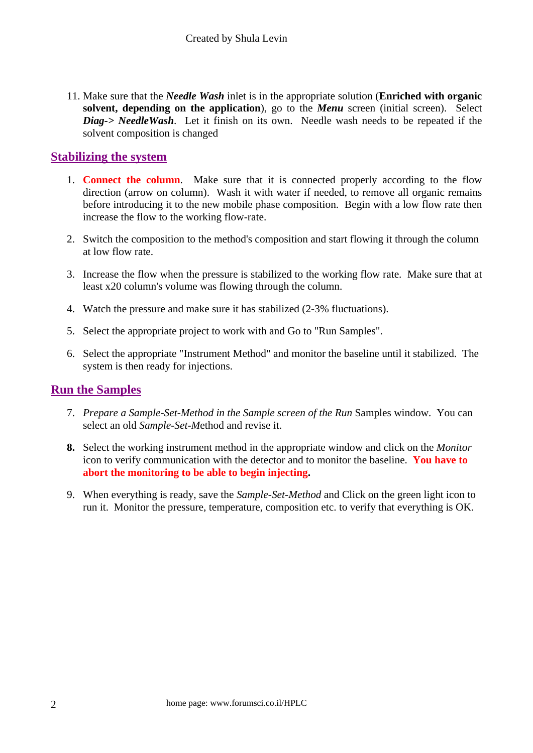11. Make sure that the ***Needle Wash*** inlet is in the appropriate solution (**Enriched with organic solvent, depending on the application**), go to the ***Menu*** screen (initial screen). Select ***Diag-> NeedleWash***. Let it finish on its own. Needle wash needs to be repeated if the solvent composition is changed

## Stabilizing the system

1. **Connect the column**. Make sure that it is connected properly according to the flow direction (arrow on column). Wash it with water if needed, to remove all organic remains before introducing it to the new mobile phase composition. Begin with a low flow rate then increase the flow to the working flow-rate.

2. Switch the composition to the method's composition and start flowing it through the column at low flow rate.

3. Increase the flow when the pressure is stabilized to the working flow rate. Make sure that at least x20 column's volume was flowing through the column.

4. Watch the pressure and make sure it has stabilized (2-3% fluctuations).

5. Select the appropriate project to work with and Go to "Run Samples".

6. Select the appropriate "Instrument Method" and monitor the baseline until it stabilized. The system is then ready for injections.

## Run the Samples

7. *Prepare a Sample-Set-Method in the Sample screen of the Run* Samples window. You can select an old *Sample-Set-M*ethod and revise it.

8. Select the working instrument method in the appropriate window and click on the *Monitor* icon to verify communication with the detector and to monitor the baseline. **You have to abort the monitoring to be able to begin injecting.**

9. When everything is ready, save the *Sample-Set-Method* and Click on the green light icon to run it. Monitor the pressure, temperature, composition etc. to verify that everything is OK.